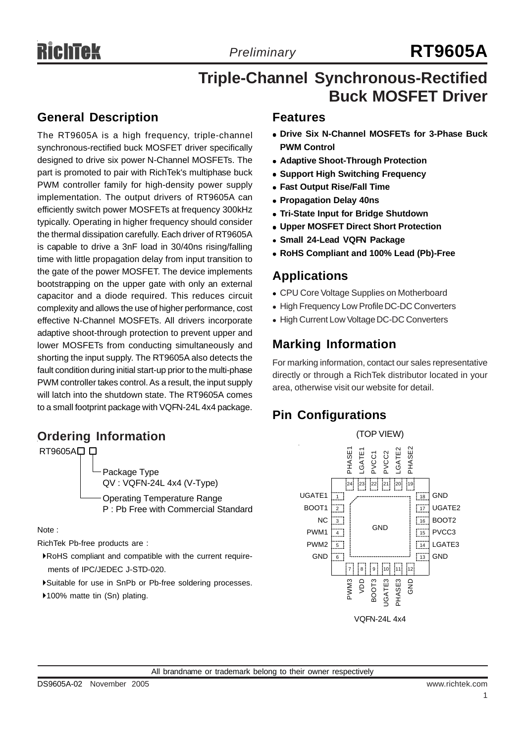# RT9605A

*Preliminary*

# Triple-Channel Synchronous-Rectified Buck MOSFET Driver

## General Description

The RT9605A is a high frequency, triple-channel synchronous-rectified buck MOSFET driver specifically designed to drive six power N-Channel MOSFETs. The part is promoted to pair with RichTek's multiphase buck PWM controller family for high-density power supply implementation. The output drivers of RT9605A can efficiently switch power MOSFETs at frequency 300kHz typically. Operating in higher frequency should consider the thermal dissipation carefully. Each driver of RT9605A is capable to drive a 3nF load in 30/40ns rising/falling time with little propagation delay from input transition to the gate of the power MOSFET. The device implements bootstrapping on the upper gate with only an external capacitor and a diode required. This reduces circuit complexity and allows the use of higher performance, cost effective N-Channel MOSFETs. All drivers incorporate adaptive shoot-through protection to prevent upper and lower MOSFETs from conducting simultaneously and shorting the input supply. The RT9605A also detects the fault condition during initial start-up prior to the multi-phase PWM controller takes control. As a result, the input supply will latch into the shutdown state. The RT9605A comes to a small footprint package with VQFN-24L 4x4 package.

## Ordering Information

RT9605A□□

- Package Type
  QV : VQFN-24L 4x4 (V-Type)
- Operating Temperature Range
  P : Pb Free with Commercial Standard

Note :

RichTek Pb-free products are :

- RoHS compliant and compatible with the current requirements of IPC/JEDEC J-STD-020.
- Suitable for use in SnPb or Pb-free soldering processes.
- 100% matte tin (Sn) plating.

## Features

- **Drive Six N-Channel MOSFETs for 3-Phase Buck PWM Control**
- **Adaptive Shoot-Through Protection**
- **Support High Switching Frequency**
- **Fast Output Rise/Fall Time**
- **Propagation Delay 40ns**
- **Tri-State Input for Bridge Shutdown**
- **Upper MOSFET Direct Short Protection**
- **Small 24-Lead VQFN Package**
- **RoHS Compliant and 100% Lead (Pb)-Free**

## Applications

- CPU Core Voltage Supplies on Motherboard
- High Frequency Low Profile DC-DC Converters
- High Current Low Voltage DC-DC Converters

## Marking Information

For marking information, contact our sales representative directly or through a RichTek distributor located in your area, otherwise visit our website for detail.

## Pin Configurations

(TOP VIEW)

| Pin | Name | Pin | Name |
|---|---|---|---|
| 1 | UGATE1 | 13 | GND |
| 2 | BOOT1 | 14 | LGATE3 |
| 3 | NC | 15 | PVCC3 |
| 4 | PWM1 | 16 | BOOT2 |
| 5 | PWM2 | 17 | UGATE2 |
| 6 | GND | 18 | GND |
| 7 | PWM3 | 19 | PHASE2 |
| 8 | VDD | 20 | LGATE2 |
| 9 | BOOT3 | 21 | PVCC2 |
| 10 | UGATE3 | 22 | PVCC1 |
| 11 | PHASE3 | 23 | LGATE1 |
| 12 | GND | 24 | PHASE1 |

Exposed pad: GND

VQFN-24L 4x4

All brandname or trademark belong to their owner respectively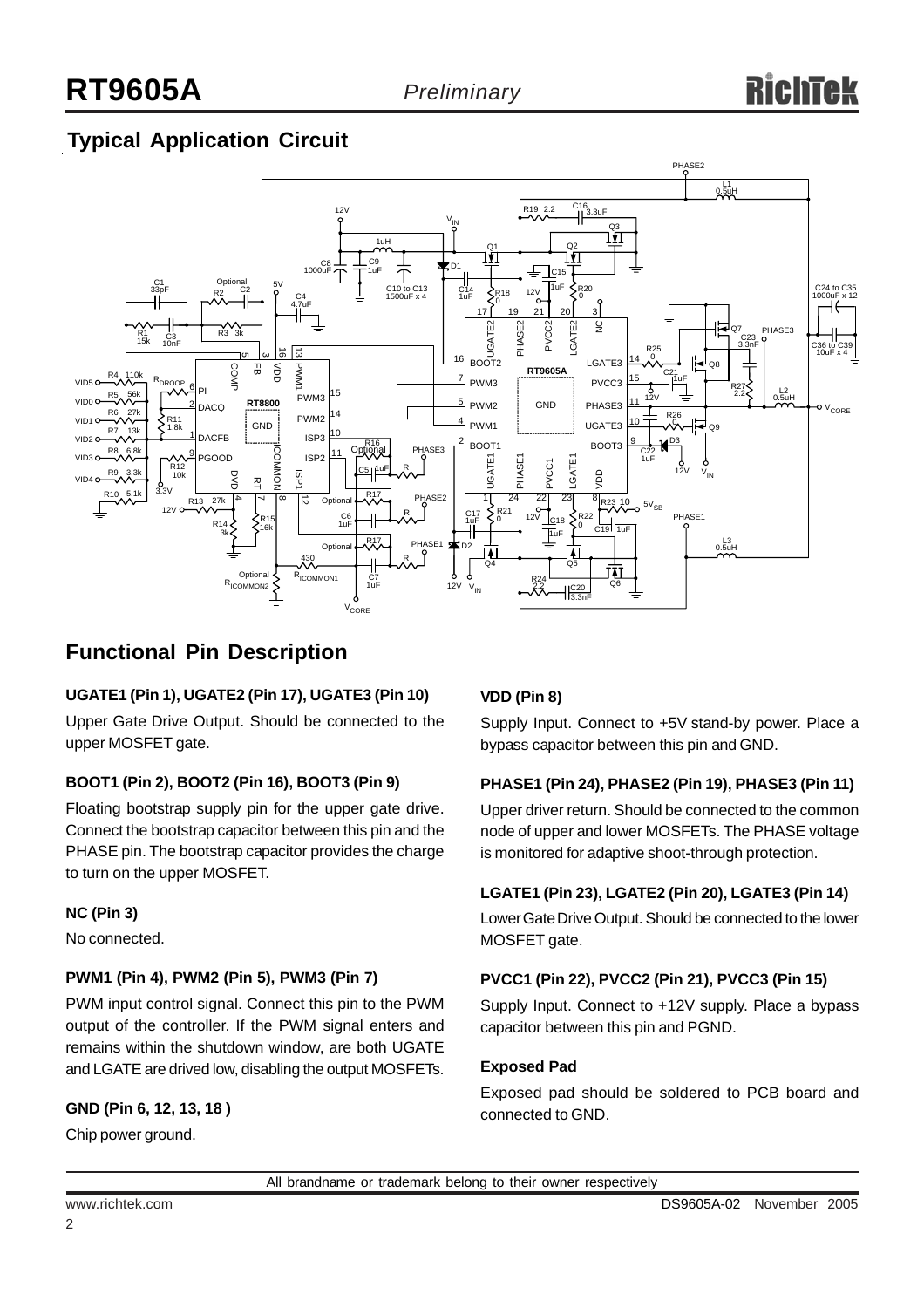## Typical Application Circuit

## Functional Pin Description

### UGATE1 (Pin 1), UGATE2 (Pin 17), UGATE3 (Pin 10)

Upper Gate Drive Output. Should be connected to the upper MOSFET gate.

### BOOT1 (Pin 2), BOOT2 (Pin 16), BOOT3 (Pin 9)

Floating bootstrap supply pin for the upper gate drive. Connect the bootstrap capacitor between this pin and the PHASE pin. The bootstrap capacitor provides the charge to turn on the upper MOSFET.

### NC (Pin 3)

No connected.

### PWM1 (Pin 4), PWM2 (Pin 5), PWM3 (Pin 7)

PWM input control signal. Connect this pin to the PWM output of the controller. If the PWM signal enters and remains within the shutdown window, are both UGATE and LGATE are drived low, disabling the output MOSFETs.

### GND (Pin 6, 12, 13, 18 )

Chip power ground.

### VDD (Pin 8)

Supply Input. Connect to +5V stand-by power. Place a bypass capacitor between this pin and GND.

### PHASE1 (Pin 24), PHASE2 (Pin 19), PHASE3 (Pin 11)

Upper driver return. Should be connected to the common node of upper and lower MOSFETs. The PHASE voltage is monitored for adaptive shoot-through protection.

### LGATE1 (Pin 23), LGATE2 (Pin 20), LGATE3 (Pin 14)

Lower Gate Drive Output. Should be connected to the lower MOSFET gate.

### PVCC1 (Pin 22), PVCC2 (Pin 21), PVCC3 (Pin 15)

Supply Input. Connect to +12V supply. Place a bypass capacitor between this pin and PGND.

### Exposed Pad

Exposed pad should be soldered to PCB board and connected to GND.

All brandname or trademark belong to their owner respectively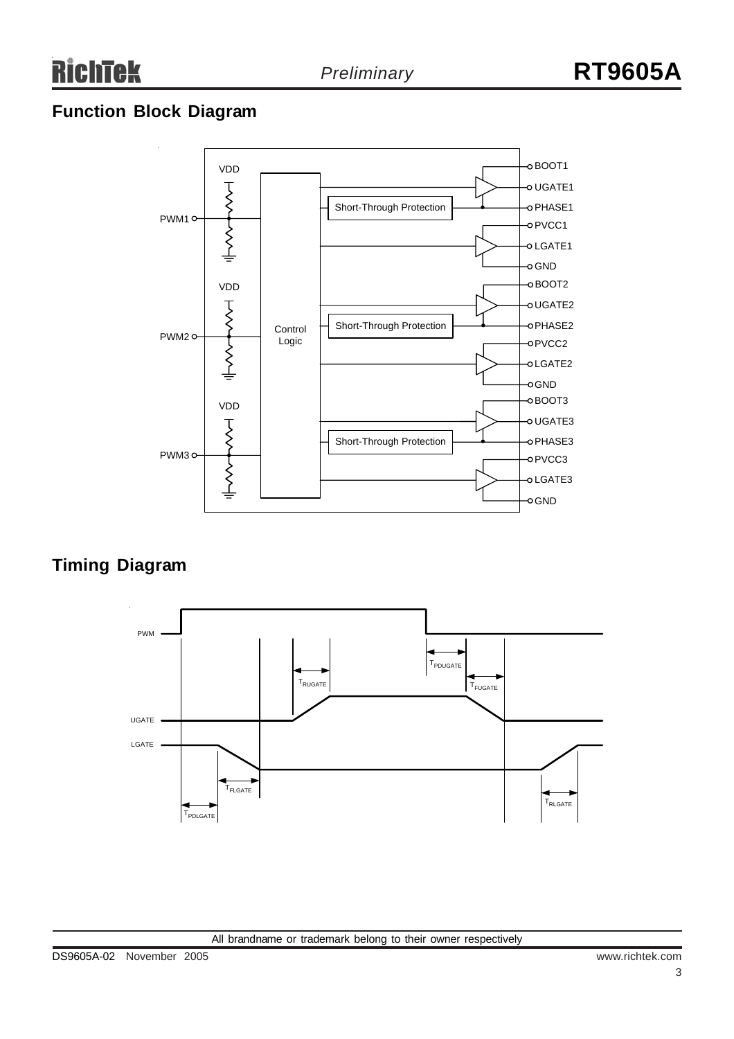## Function Block Diagram

## Timing Diagram

All brandname or trademark belong to their owner respectively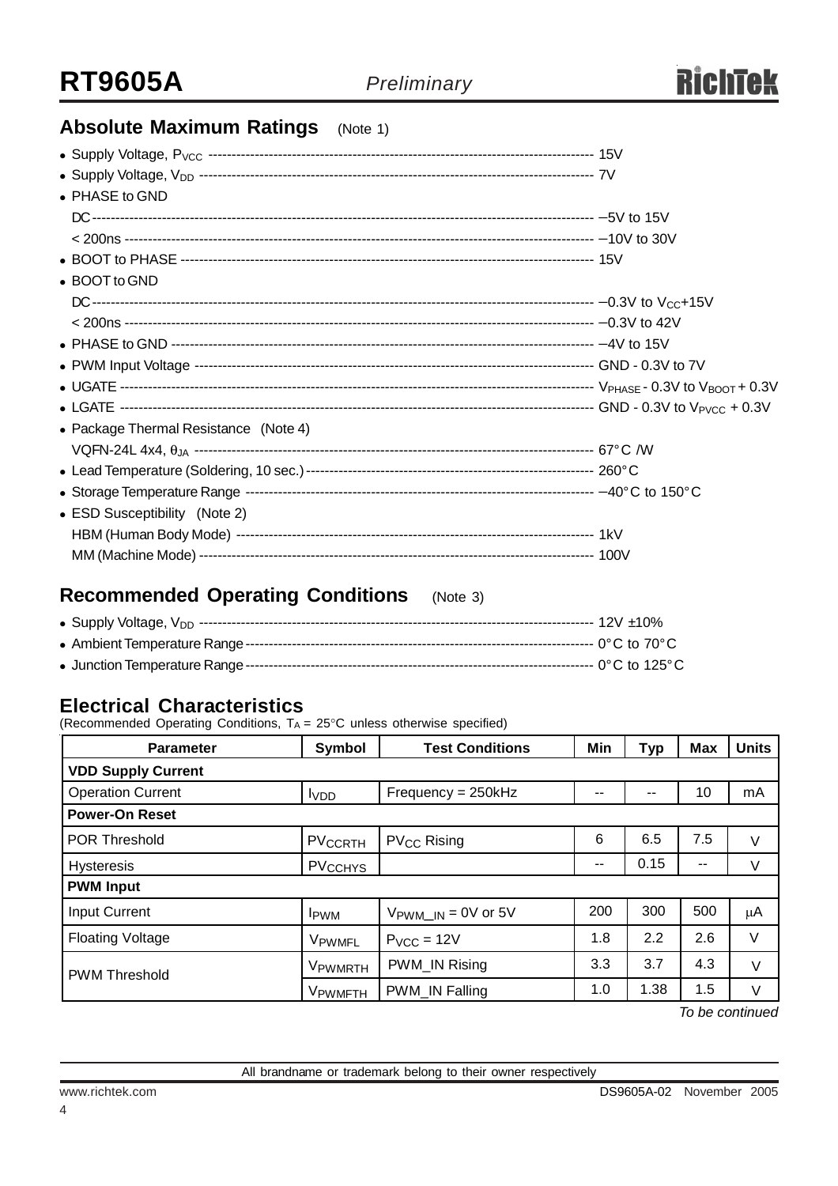## Absolute Maximum Ratings (Note 1)

- Supply Voltage, $P_{VCC}$ ---------- 15V
- Supply Voltage, $V_{DD}$ ---------- 7V
- PHASE to GND
  - DC ---------- −5V to 15V
  - < 200ns ---------- −10V to 30V
- BOOT to PHASE ---------- 15V
- BOOT to GND
  - DC ---------- −0.3V to $V_{CC}$+15V
  - < 200ns ---------- −0.3V to 42V
- PHASE to GND ---------- −4V to 15V
- PWM Input Voltage ---------- GND - 0.3V to 7V
- UGATE ---------- $V_{PHASE}$ - 0.3V to $V_{BOOT}$ + 0.3V
- LGATE ---------- GND - 0.3V to $V_{PVCC}$ + 0.3V
- Package Thermal Resistance (Note 4)
  - VQFN-24L 4x4, $\theta_{JA}$ ---------- 67°C /W
- Lead Temperature (Soldering, 10 sec.) ---------- 260°C
- Storage Temperature Range ---------- −40°C to 150°C
- ESD Susceptibility (Note 2)
  - HBM (Human Body Mode) ---------- 1kV
  - MM (Machine Mode) ---------- 100V

## Recommended Operating Conditions (Note 3)

- Supply Voltage, $V_{DD}$ ---------- 12V ±10%
- Ambient Temperature Range ---------- 0°C to 70°C
- Junction Temperature Range ---------- 0°C to 125°C

## Electrical Characteristics

(Recommended Operating Conditions, $T_A$ = 25°C unless otherwise specified)

| Parameter | Symbol | Test Conditions | Min | Typ | Max | Units |
|---|---|---|---|---|---|---|
| **VDD Supply Current** | | | | | | |
| Operation Current | $I_{VDD}$ | Frequency = 250kHz | -- | -- | 10 | mA |
| **Power-On Reset** | | | | | | |
| POR Threshold | $PV_{CCRTH}$ | $PV_{CC}$ Rising | 6 | 6.5 | 7.5 | V |
| Hysteresis | $PV_{CCHYS}$ | | -- | 0.15 | -- | V |
| **PWM Input** | | | | | | |
| Input Current | $I_{PWM}$ | $V_{PWM\_IN}$ = 0V or 5V | 200 | 300 | 500 | μA |
| Floating Voltage | $V_{PWMFL}$ | $P_{VCC}$ = 12V | 1.8 | 2.2 | 2.6 | V |
| PWM Threshold | $V_{PWMRTH}$ | PWM_IN Rising | 3.3 | 3.7 | 4.3 | V |
| | $V_{PWMFTH}$ | PWM_IN Falling | 1.0 | 1.38 | 1.5 | V |

*To be continued*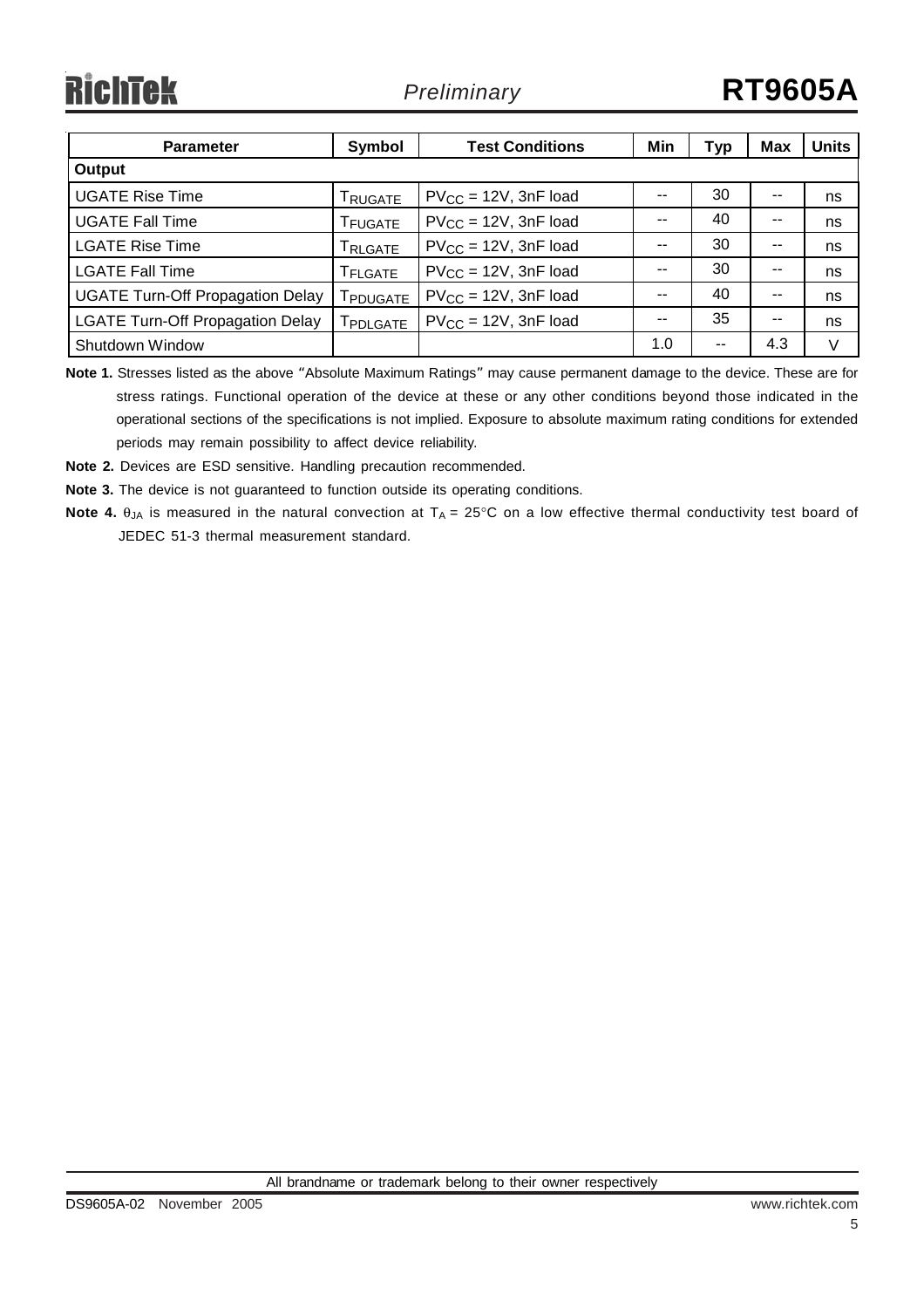| Parameter | Symbol | Test Conditions | Min | Typ | Max | Units |
|---|---|---|---|---|---|---|
| **Output** | | | | | | |
| UGATE Rise Time | $T_{RUGATE}$ | $PV_{CC}$ = 12V, 3nF load | -- | 30 | -- | ns |
| UGATE Fall Time | $T_{FUGATE}$ | $PV_{CC}$ = 12V, 3nF load | -- | 40 | -- | ns |
| LGATE Rise Time | $T_{RLGATE}$ | $PV_{CC}$ = 12V, 3nF load | -- | 30 | -- | ns |
| LGATE Fall Time | $T_{FLGATE}$ | $PV_{CC}$ = 12V, 3nF load | -- | 30 | -- | ns |
| UGATE Turn-Off Propagation Delay | $T_{PDUGATE}$ | $PV_{CC}$ = 12V, 3nF load | -- | 40 | -- | ns |
| LGATE Turn-Off Propagation Delay | $T_{PDLGATE}$ | $PV_{CC}$ = 12V, 3nF load | -- | 35 | -- | ns |
| Shutdown Window | | | 1.0 | -- | 4.3 | V |

**Note 1.** Stresses listed as the above "Absolute Maximum Ratings" may cause permanent damage to the device. These are for stress ratings. Functional operation of the device at these or any other conditions beyond those indicated in the operational sections of the specifications is not implied. Exposure to absolute maximum rating conditions for extended periods may remain possibility to affect device reliability.

**Note 2.** Devices are ESD sensitive. Handling precaution recommended.

**Note 3.** The device is not guaranteed to function outside its operating conditions.

**Note 4.** $\theta_{JA}$ is measured in the natural convection at $T_A$ = 25°C on a low effective thermal conductivity test board of JEDEC 51-3 thermal measurement standard.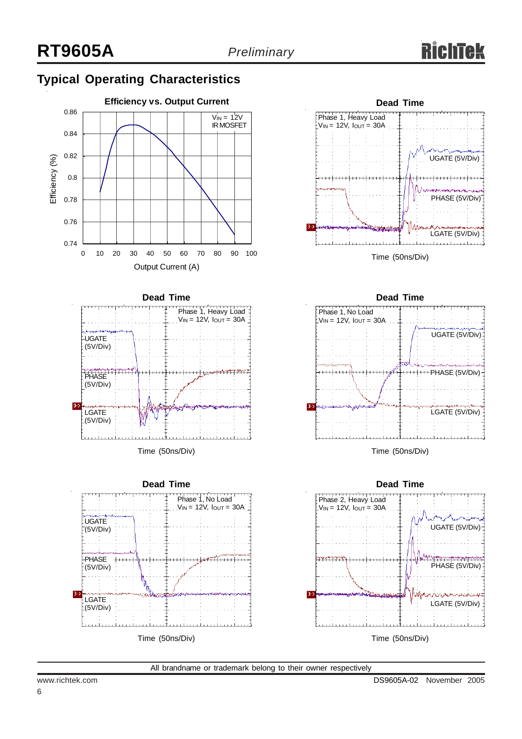## Typical Operating Characteristics

**Efficiency vs. Output Current**

$V_{IN}$ = 12V
IR MOSFET

Efficiency (%)

0.86, 0.84, 0.82, 0.8, 0.78, 0.76, 0.74

0, 10, 20, 30, 40, 50, 60, 70, 80, 90, 100

Output Current (A)

**Dead Time**

Phase 1, Heavy Load
$V_{IN}$ = 12V, $I_{OUT}$ = 30A

UGATE (5V/Div)
PHASE (5V/Div)
LGATE (5V/Div)

Time (50ns/Div)

**Dead Time**

Phase 1, Heavy Load
$V_{IN}$ = 12V, $I_{OUT}$ = 30A

UGATE (5V/Div)
PHASE (5V/Div)
LGATE (5V/Div)

Time (50ns/Div)

**Dead Time**

Phase 1, No Load
$V_{IN}$ = 12V, $I_{OUT}$ = 30A

UGATE (5V/Div)
PHASE (5V/Div)
LGATE (5V/Div)

Time (50ns/Div)

**Dead Time**

Phase 1, No Load
$V_{IN}$ = 12V, $I_{OUT}$ = 30A

UGATE (5V/Div)
PHASE (5V/Div)
LGATE (5V/Div)

Time (50ns/Div)

**Dead Time**

Phase 2, Heavy Load
$V_{IN}$ = 12V, $I_{OUT}$ = 30A

UGATE (5V/Div)
PHASE (5V/Div)
LGATE (5V/Div)

Time (50ns/Div)

All brandname or trademark belong to their owner respectively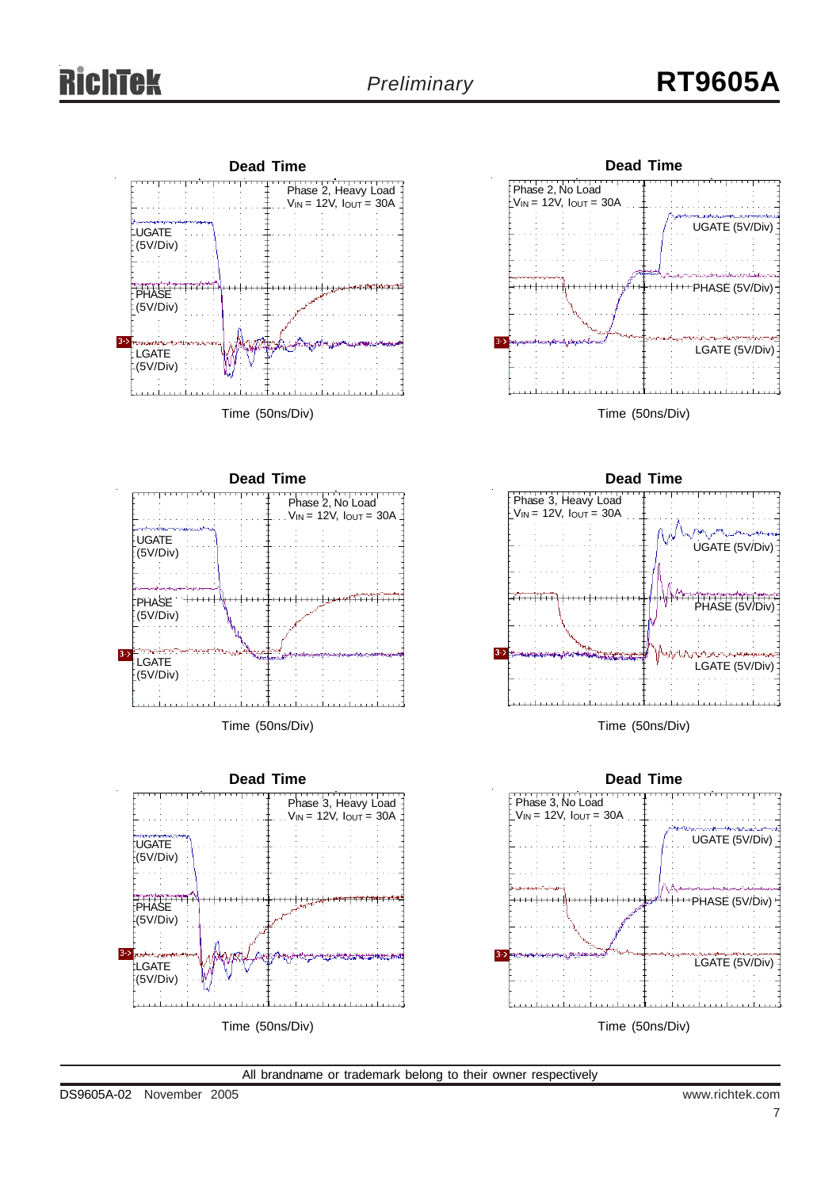**Dead Time**

Phase 2, Heavy Load
$V_{IN}$ = 12V, $I_{OUT}$ = 30A

UGATE (5V/Div)

PHASE (5V/Div)

LGATE (5V/Div)

Time (50ns/Div)

**Dead Time**

Phase 2, No Load
$V_{IN}$ = 12V, $I_{OUT}$ = 30A

UGATE (5V/Div)

PHASE (5V/Div)

LGATE (5V/Div)

Time (50ns/Div)

**Dead Time**

Phase 2, No Load
$V_{IN}$ = 12V, $I_{OUT}$ = 30A

UGATE (5V/Div)

PHASE (5V/Div)

LGATE (5V/Div)

Time (50ns/Div)

**Dead Time**

Phase 3, Heavy Load
$V_{IN}$ = 12V, $I_{OUT}$ = 30A

UGATE (5V/Div)

PHASE (5V/Div)

LGATE (5V/Div)

Time (50ns/Div)

**Dead Time**

Phase 3, Heavy Load
$V_{IN}$ = 12V, $I_{OUT}$ = 30A

UGATE (5V/Div)

PHASE (5V/Div)

LGATE (5V/Div)

Time (50ns/Div)

**Dead Time**

Phase 3, No Load
$V_{IN}$ = 12V, $I_{OUT}$ = 30A

UGATE (5V/Div)

PHASE (5V/Div)

LGATE (5V/Div)

Time (50ns/Div)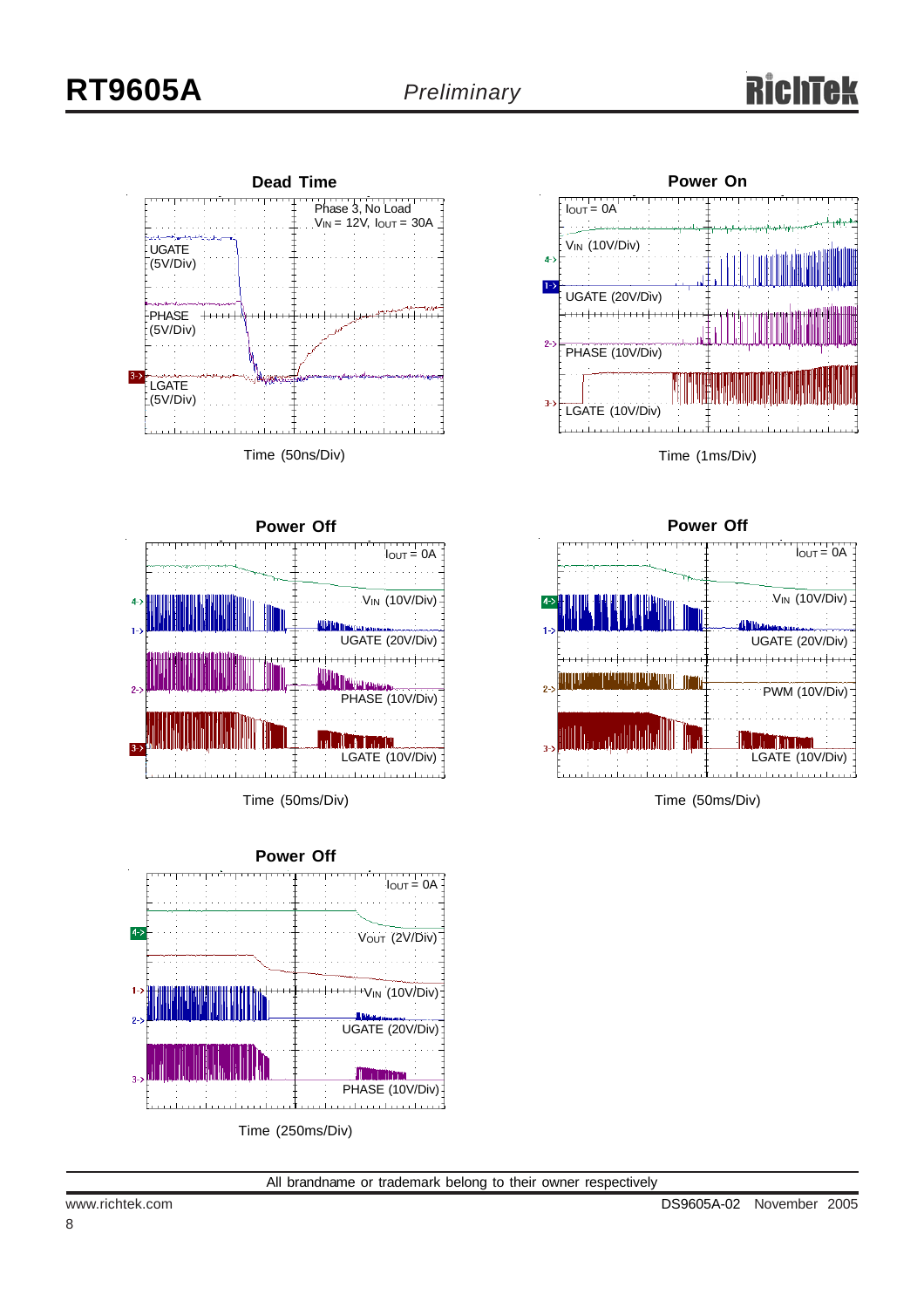### Dead Time

Phase 3, No Load

$V_{IN}$ = 12V, $I_{OUT}$ = 30A

UGATE (5V/Div)

PHASE (5V/Div)

LGATE (5V/Div)

Time (50ns/Div)

### Power On

$I_{OUT}$ = 0A

$V_{IN}$ (10V/Div)

UGATE (20V/Div)

PHASE (10V/Div)

LGATE (10V/Div)

Time (1ms/Div)

### Power Off

$I_{OUT}$ = 0A

$V_{IN}$ (10V/Div)

UGATE (20V/Div)

PHASE (10V/Div)

LGATE (10V/Div)

Time (50ms/Div)

### Power Off

$I_{OUT}$ = 0A

$V_{IN}$ (10V/Div)

UGATE (20V/Div)

PWM (10V/Div)

LGATE (10V/Div)

Time (50ms/Div)

### Power Off

$I_{OUT}$ = 0A

$V_{OUT}$ (2V/Div)

$V_{IN}$ (10V/Div)

UGATE (20V/Div)

PHASE (10V/Div)

Time (250ms/Div)

All brandname or trademark belong to their owner respectively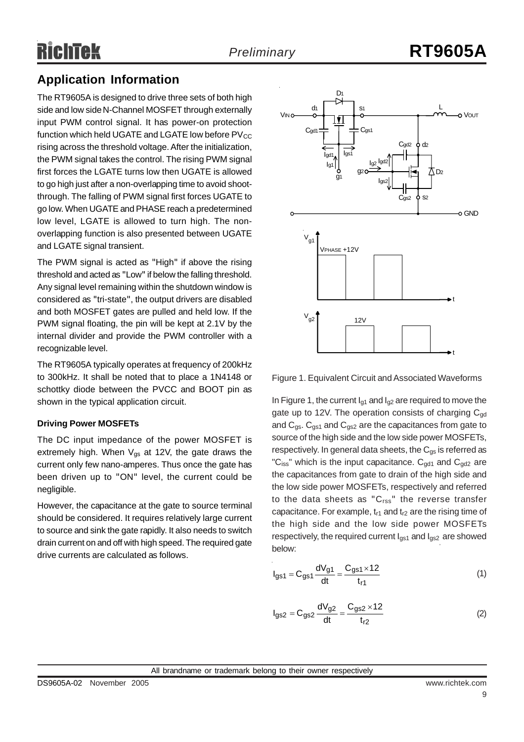## Application Information

The RT9605A is designed to drive three sets of both high side and low side N-Channel MOSFET through externally input PWM control signal. It has power-on protection function which held UGATE and LGATE low before $PV_{CC}$ rising across the threshold voltage. After the initialization, the PWM signal takes the control. The rising PWM signal first forces the LGATE turns low then UGATE is allowed to go high just after a non-overlapping time to avoid shoot-through. The falling of PWM signal first forces UGATE to go low. When UGATE and PHASE reach a predetermined low level, LGATE is allowed to turn high. The non-overlapping function is also presented between UGATE and LGATE signal transient.

The PWM signal is acted as "High" if above the rising threshold and acted as "Low" if below the falling threshold. Any signal level remaining within the shutdown window is considered as "tri-state", the output drivers are disabled and both MOSFET gates are pulled and held low. If the PWM signal floating, the pin will be kept at 2.1V by the internal divider and provide the PWM controller with a recognizable level.

The RT9605A typically operates at frequency of 200kHz to 300kHz. It shall be noted that to place a 1N4148 or schottky diode between the PVCC and BOOT pin as shown in the typical application circuit.

### Driving Power MOSFETs

The DC input impedance of the power MOSFET is extremely high. When $V_{gs}$ at 12V, the gate draws the current only few nano-amperes. Thus once the gate has been driven up to "ON" level, the current could be negligible.

However, the capacitance at the gate to source terminal should be considered. It requires relatively large current to source and sink the gate rapidly. It also needs to switch drain current on and off with high speed. The required gate drive currents are calculated as follows.

Figure 1. Equivalent Circuit and Associated Waveforms

In Figure 1, the current $I_{g1}$ and $I_{g2}$ are required to move the gate up to 12V. The operation consists of charging $C_{gd}$ and $C_{gs}$. $C_{gs1}$ and $C_{gs2}$ are the capacitances from gate to source of the high side and the low side power MOSFETs, respectively. In general data sheets, the $C_{gs}$ is referred as "$C_{iss}$" which is the input capacitance. $C_{gd1}$ and $C_{gd2}$ are the capacitances from gate to drain of the high side and the low side power MOSFETs, respectively and referred to the data sheets as "$C_{rss}$" the reverse transfer capacitance. For example, $t_{r1}$ and $t_{r2}$ are the rising time of the high side and the low side power MOSFETs respectively, the required current $I_{gs1}$ and $I_{gs2}$ are showed below:

$$I_{gs1} = C_{gs1}\frac{dV_{g1}}{dt} = \frac{C_{gs1} \times 12}{t_{r1}} \quad (1)$$

$$I_{gs2} = C_{gs2}\frac{dV_{g2}}{dt} = \frac{C_{gs2} \times 12}{t_{r2}} \quad (2)$$

All brandname or trademark belong to their owner respectively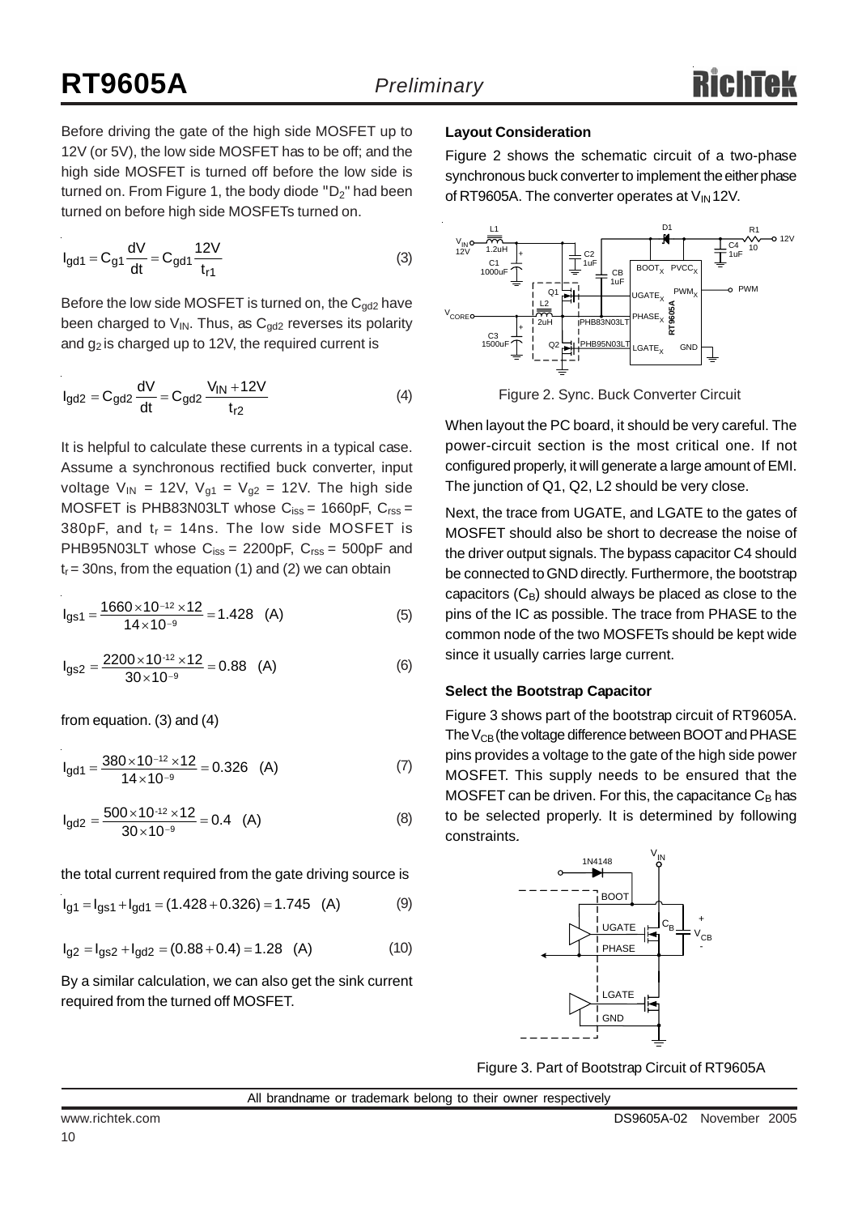Before driving the gate of the high side MOSFET up to 12V (or 5V), the low side MOSFET has to be off; and the high side MOSFET is turned off before the low side is turned on. From Figure 1, the body diode "$D_2$" had been turned on before high side MOSFETs turned on.

$$I_{gd1} = C_{g1}\frac{dV}{dt} = C_{gd1}\frac{12V}{t_{r1}} \tag{3}$$

Before the low side MOSFET is turned on, the $C_{gd2}$ have been charged to $V_{IN}$. Thus, as $C_{gd2}$ reverses its polarity and $g_2$ is charged up to 12V, the required current is

$$I_{gd2} = C_{gd2}\frac{dV}{dt} = C_{gd2}\frac{V_{IN}+12V}{t_{r2}} \tag{4}$$

It is helpful to calculate these currents in a typical case. Assume a synchronous rectified buck converter, input voltage $V_{IN}$ = 12V, $V_{g1}$ = $V_{g2}$ = 12V. The high side MOSFET is PHB83N03LT whose $C_{iss}$ = 1660pF, $C_{rss}$ = 380pF, and $t_r$ = 14ns. The low side MOSFET is PHB95N03LT whose $C_{iss}$ = 2200pF, $C_{rss}$ = 500pF and $t_r$ = 30ns, from the equation (1) and (2) we can obtain

$$I_{gs1} = \frac{1660\times10^{-12}\times12}{14\times10^{-9}} = 1.428 \quad (A) \tag{5}$$

$$I_{gs2} = \frac{2200\times10^{-12}\times12}{30\times10^{-9}} = 0.88 \quad (A) \tag{6}$$

from equation. (3) and (4)

$$I_{gd1} = \frac{380\times10^{-12}\times12}{14\times10^{-9}} = 0.326 \quad (A) \tag{7}$$

$$I_{gd2} = \frac{500\times10^{-12}\times12}{30\times10^{-9}} = 0.4 \quad (A) \tag{8}$$

the total current required from the gate driving source is

$$I_{g1} = I_{gs1} + I_{gd1} = (1.428+0.326) = 1.745 \quad (A) \tag{9}$$

$$I_{g2} = I_{gs2} + I_{gd2} = (0.88+0.4) = 1.28 \quad (A) \tag{10}$$

By a similar calculation, we can also get the sink current required from the turned off MOSFET.

**Layout Consideration**

Figure 2 shows the schematic circuit of a two-phase synchronous buck converter to implement the either phase of RT9605A. The converter operates at $V_{IN}$ 12V.

Figure 2. Sync. Buck Converter Circuit

When layout the PC board, it should be very careful. The power-circuit section is the most critical one. If not configured properly, it will generate a large amount of EMI. The junction of Q1, Q2, L2 should be very close.

Next, the trace from UGATE, and LGATE to the gates of MOSFET should also be short to decrease the noise of the driver output signals. The bypass capacitor C4 should be connected to GND directly. Furthermore, the bootstrap capacitors ($C_B$) should always be placed as close to the pins of the IC as possible. The trace from PHASE to the common node of the two MOSFETs should be kept wide since it usually carries large current.

**Select the Bootstrap Capacitor**

Figure 3 shows part of the bootstrap circuit of RT9605A. The $V_{CB}$ (the voltage difference between BOOT and PHASE pins provides a voltage to the gate of the high side power MOSFET. This supply needs to be ensured that the MOSFET can be driven. For this, the capacitance $C_B$ has to be selected properly. It is determined by following constraints.

Figure 3. Part of Bootstrap Circuit of RT9605A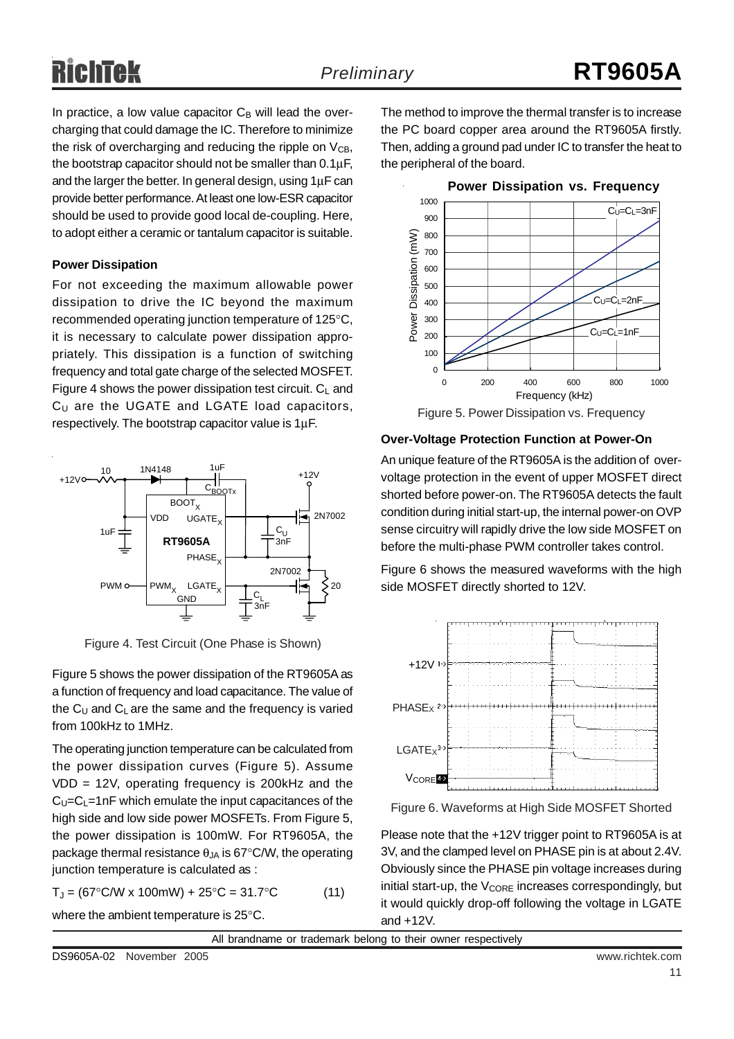In practice, a low value capacitor $C_B$ will lead the over-charging that could damage the IC. Therefore to minimize the risk of overcharging and reducing the ripple on $V_{CB}$, the bootstrap capacitor should not be smaller than 0.1μF, and the larger the better. In general design, using 1μF can provide better performance. At least one low-ESR capacitor should be used to provide good local de-coupling. Here, to adopt either a ceramic or tantalum capacitor is suitable.

### Power Dissipation

For not exceeding the maximum allowable power dissipation to drive the IC beyond the maximum recommended operating junction temperature of 125°C, it is necessary to calculate power dissipation appropriately. This dissipation is a function of switching frequency and total gate charge of the selected MOSFET. Figure 4 shows the power dissipation test circuit. $C_L$ and $C_U$ are the UGATE and LGATE load capacitors, respectively. The bootstrap capacitor value is 1μF.

Figure 4. Test Circuit (One Phase is Shown)

Figure 5 shows the power dissipation of the RT9605A as a function of frequency and load capacitance. The value of the $C_U$ and $C_L$ are the same and the frequency is varied from 100kHz to 1MHz.

The operating junction temperature can be calculated from the power dissipation curves (Figure 5). Assume VDD = 12V, operating frequency is 200kHz and the $C_U$=$C_L$=1nF which emulate the input capacitances of the high side and low side power MOSFETs. From Figure 5, the power dissipation is 100mW. For RT9605A, the package thermal resistance $\theta_{JA}$ is 67°C/W, the operating junction temperature is calculated as :

$$T_J = (67°C/W \times 100mW) + 25°C = 31.7°C \qquad (11)$$

where the ambient temperature is 25°C.

The method to improve the thermal transfer is to increase the PC board copper area around the RT9605A firstly. Then, adding a ground pad under IC to transfer the heat to the peripheral of the board.

Figure 5. Power Dissipation vs. Frequency

### Over-Voltage Protection Function at Power-On

An unique feature of the RT9605A is the addition of over-voltage protection in the event of upper MOSFET direct shorted before power-on. The RT9605A detects the fault condition during initial start-up, the internal power-on OVP sense circuitry will rapidly drive the low side MOSFET on before the multi-phase PWM controller takes control.

Figure 6 shows the measured waveforms with the high side MOSFET directly shorted to 12V.

Figure 6. Waveforms at High Side MOSFET Shorted

Please note that the +12V trigger point to RT9605A is at 3V, and the clamped level on PHASE pin is at about 2.4V. Obviously since the PHASE pin voltage increases during initial start-up, the $V_{CORE}$ increases correspondingly, but it would quickly drop-off following the voltage in LGATE and +12V.

All brandname or trademark belong to their owner respectively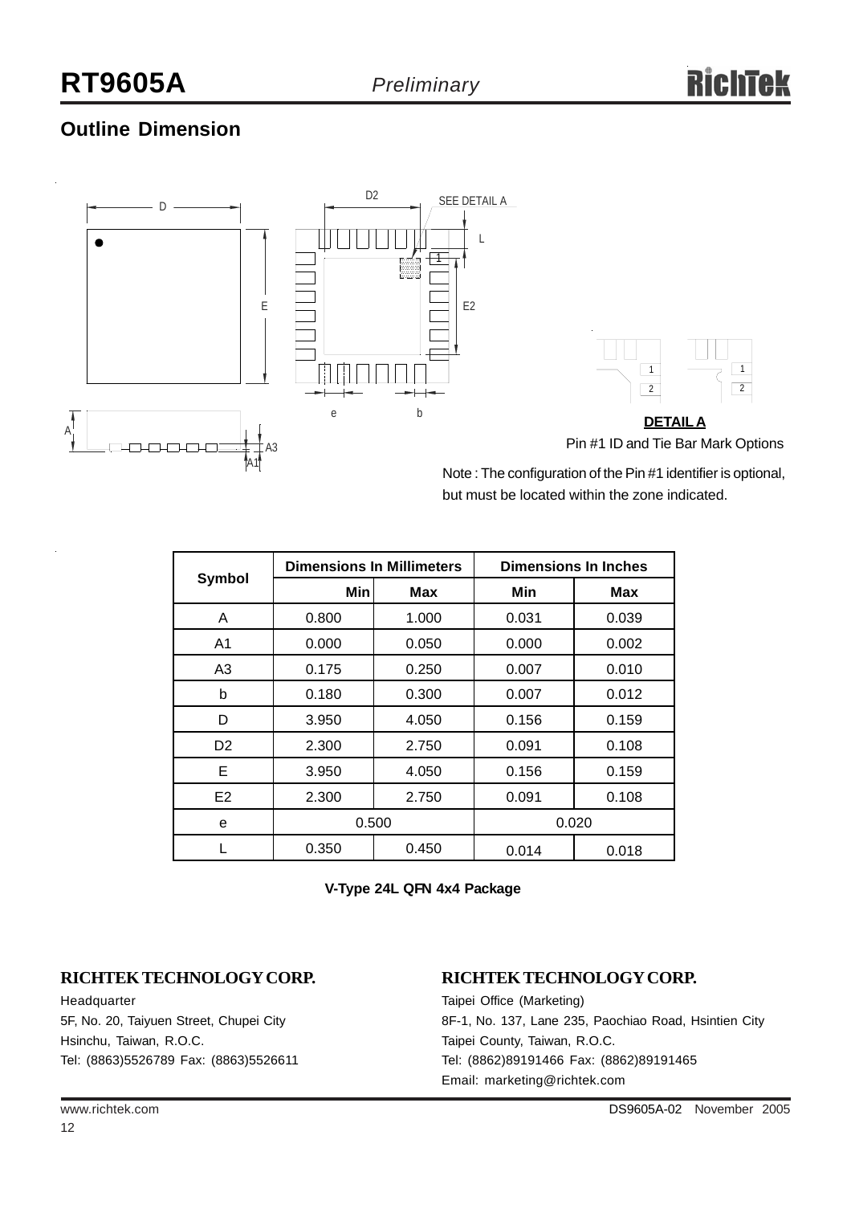## Outline Dimension

D2

SEE DETAIL A

D

L

1

E

E2

e

b

A

A3

A1

1

2

1

2

**DETAIL A**

Pin #1 ID and Tie Bar Mark Options

Note : The configuration of the Pin #1 identifier is optional, but must be located within the zone indicated.

| Symbol | Dimensions In Millimeters | | Dimensions In Inches | |
|---|---|---|---|---|
| | Min | Max | Min | Max |
| A | 0.800 | 1.000 | 0.031 | 0.039 |
| A1 | 0.000 | 0.050 | 0.000 | 0.002 |
| A3 | 0.175 | 0.250 | 0.007 | 0.010 |
| b | 0.180 | 0.300 | 0.007 | 0.012 |
| D | 3.950 | 4.050 | 0.156 | 0.159 |
| D2 | 2.300 | 2.750 | 0.091 | 0.108 |
| E | 3.950 | 4.050 | 0.156 | 0.159 |
| E2 | 2.300 | 2.750 | 0.091 | 0.108 |
| e | 0.500 | | 0.020 | |
| L | 0.350 | 0.450 | 0.014 | 0.018 |

**V-Type 24L QFN 4x4 Package**

**RICHTEK TECHNOLOGY CORP.**

Headquarter
5F, No. 20, Taiyuen Street, Chupei City
Hsinchu, Taiwan, R.O.C.
Tel: (8863)5526789 Fax: (8863)5526611

**RICHTEK TECHNOLOGY CORP.**

Taipei Office (Marketing)
8F-1, No. 137, Lane 235, Paochiao Road, Hsintien City
Taipei County, Taiwan, R.O.C.
Tel: (8862)89191466 Fax: (8862)89191465
Email: marketing@richtek.com